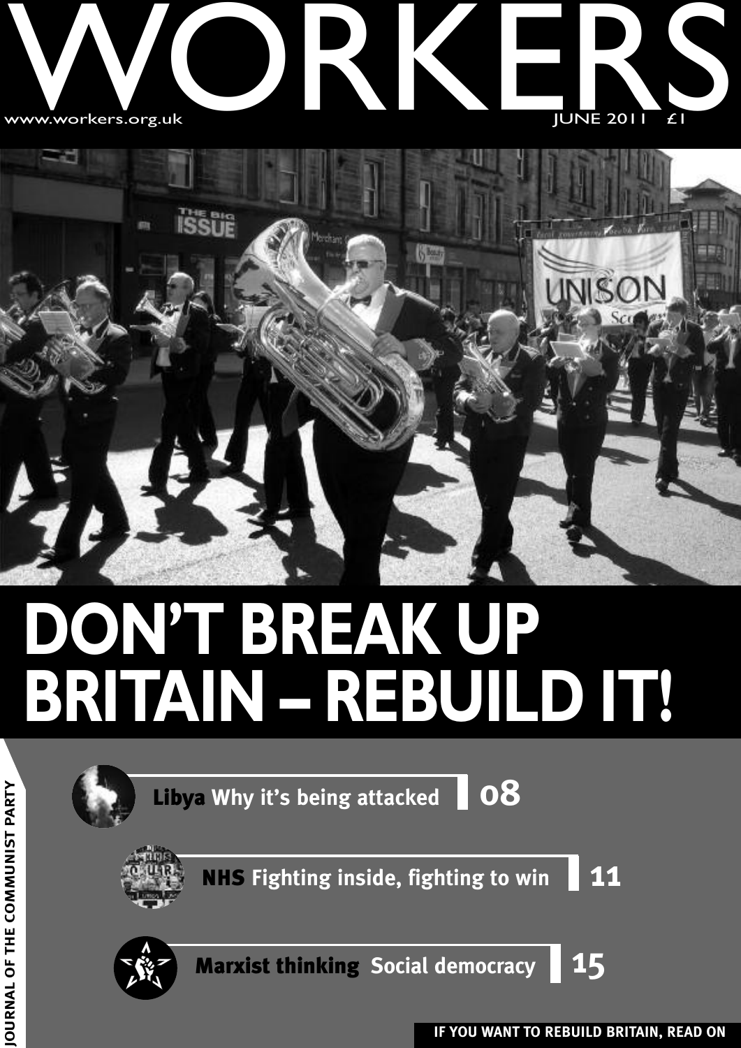# WORKERS

www.workers.org.uk

JUNE 2011 £1

# DON'T BREAK UP BRITAIN – REBUILD IT!

**Libya** Why it's being attacked **08**

**NHS** Fighting inside, fighting to win **11**

**Marxist thinking** Social democracy **15**

JOURNAL OF THE COMMUNIST PARTY

**IF YOU WANT TO REBUILD BRITAIN, READ ON**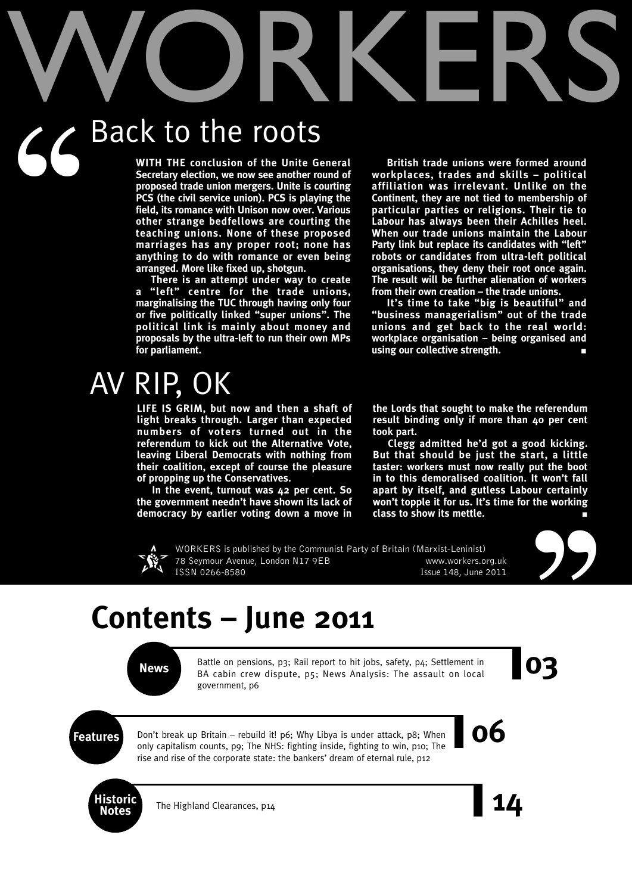# WORKERS

## Back to the roots

**WITH THE conclusion of the Unite General Secretary election, we now see another round of proposed trade union mergers. Unite is courting PCS (the civil service union). PCS is playing the field, its romance with Unison now over. Various other strange bedfellows are courting the teaching unions. None of these proposed marriages has any proper root; none has anything to do with romance or even being arranged. More like fixed up, shotgun.**

**There is an attempt under way to create a "left" centre for the trade unions, marginalising the TUC through having only four or five politically linked "super unions". The political link is mainly about money and proposals by the ultra-left to run their own MPs for parliament.**

**British trade unions were formed around workplaces, trades and skills – political affiliation was irrelevant. Unlike on the Continent, they are not tied to membership of particular parties or religions. Their tie to Labour has always been their Achilles heel. When our trade unions maintain the Labour Party link but replace its candidates with "left" robots or candidates from ultra-left political organisations, they deny their root once again. The result will be further alienation of workers from their own creation – the trade unions.**

**It's time to take "big is beautiful" and "business managerialism" out of the trade unions and get back to the real world: workplace organisation – being organised and using our collective strength.** ■

## AV RIP, OK

**LIFE IS GRIM, but now and then a shaft of light breaks through. Larger than expected numbers of voters turned out in the referendum to kick out the Alternative Vote, leaving Liberal Democrats with nothing from their coalition, except of course the pleasure of propping up the Conservatives.**

**In the event, turnout was 42 per cent. So the government needn't have shown its lack of democracy by earlier voting down a move in the Lords that sought to make the referendum result binding only if more than 40 per cent took part.**

**Clegg admitted he'd got a good kicking. But that should be just the start, a little taster: workers must now really put the boot in to this demoralised coalition. It won't fall apart by itself, and gutless Labour certainly won't topple it for us. It's time for the working class to show its mettle.** ■

WORKERS is published by the Communist Party of Britain (Marxist-Leninist)
78 Seymour Avenue, London N17 9EB
ISSN 0266-8580
www.workers.org.uk
Issue 148, June 2011

# Contents – June 2011

**News** — **03**

Battle on pensions, p3; Rail report to hit jobs, safety, p4; Settlement in BA cabin crew dispute, p5; News Analysis: The assault on local government, p6

**Features** — **06**

Don't break up Britain – rebuild it! p6; Why Libya is under attack, p8; When only capitalism counts, p9; The NHS: fighting inside, fighting to win, p10; The rise and rise of the corporate state: the bankers' dream of eternal rule, p12

**Historic Notes** — **14**

The Highland Clearances, p14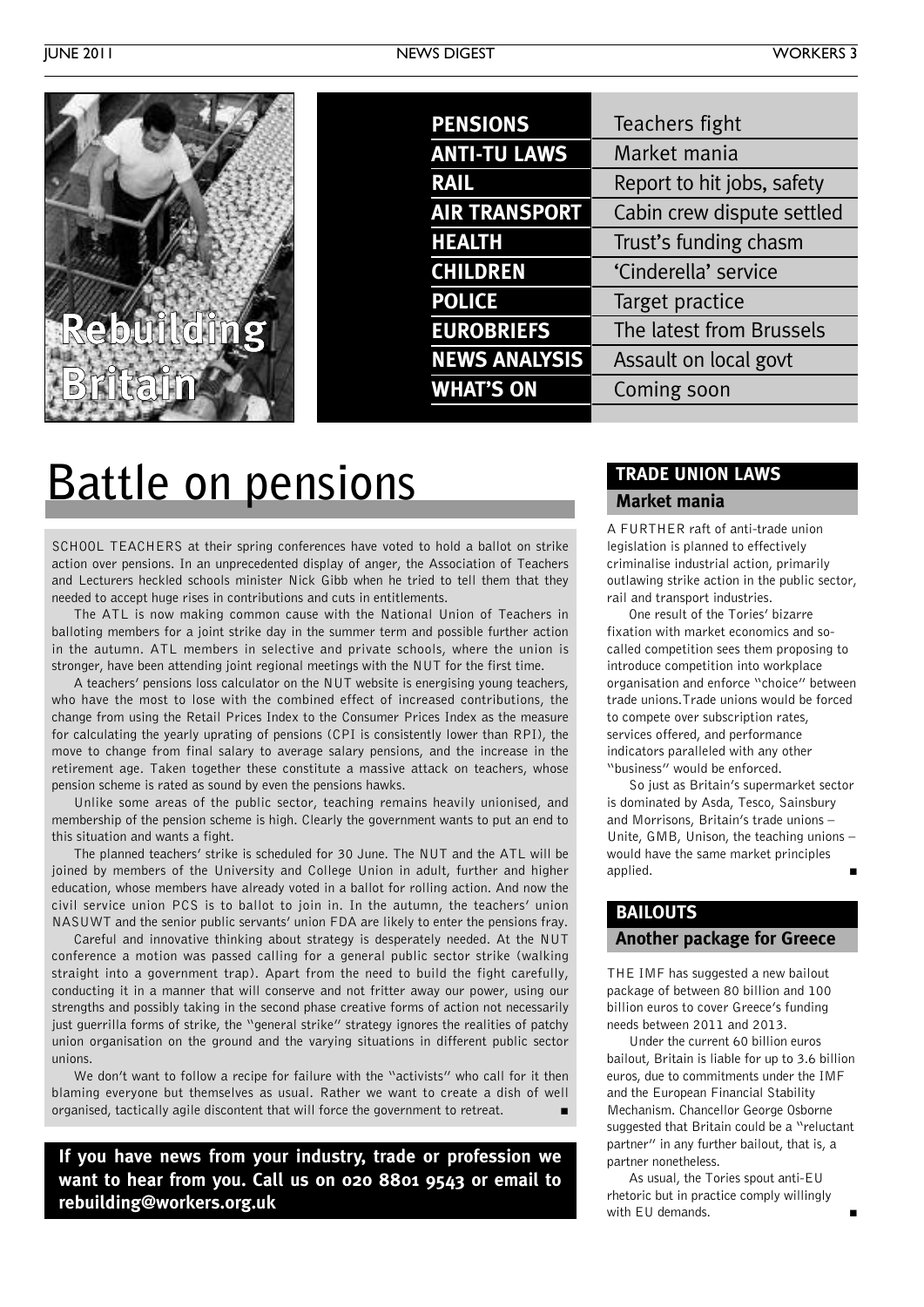Rebuilding Britain

| | |
|---|---|
| **PENSIONS** | Teachers fight |
| **ANTI-TU LAWS** | Market mania |
| **RAIL** | Report to hit jobs, safety |
| **AIR TRANSPORT** | Cabin crew dispute settled |
| **HEALTH** | Trust's funding chasm |
| **CHILDREN** | 'Cinderella' service |
| **POLICE** | Target practice |
| **EUROBRIEFS** | The latest from Brussels |
| **NEWS ANALYSIS** | Assault on local govt |
| **WHAT'S ON** | Coming soon |

# Battle on pensions

SCHOOL TEACHERS at their spring conferences have voted to hold a ballot on strike action over pensions. In an unprecedented display of anger, the Association of Teachers and Lecturers heckled schools minister Nick Gibb when he tried to tell them that they needed to accept huge rises in contributions and cuts in entitlements.

The ATL is now making common cause with the National Union of Teachers in balloting members for a joint strike day in the summer term and possible further action in the autumn. ATL members in selective and private schools, where the union is stronger, have been attending joint regional meetings with the NUT for the first time.

A teachers' pensions loss calculator on the NUT website is energising young teachers, who have the most to lose with the combined effect of increased contributions, the change from using the Retail Prices Index to the Consumer Prices Index as the measure for calculating the yearly uprating of pensions (CPI is consistently lower than RPI), the move to change from final salary to average salary pensions, and the increase in the retirement age. Taken together these constitute a massive attack on teachers, whose pension scheme is rated as sound by even the pensions hawks.

Unlike some areas of the public sector, teaching remains heavily unionised, and membership of the pension scheme is high. Clearly the government wants to put an end to this situation and wants a fight.

The planned teachers' strike is scheduled for 30 June. The NUT and the ATL will be joined by members of the University and College Union in adult, further and higher education, whose members have already voted in a ballot for rolling action. And now the civil service union PCS is to ballot to join in. In the autumn, the teachers' union NASUWT and the senior public servants' union FDA are likely to enter the pensions fray.

Careful and innovative thinking about strategy is desperately needed. At the NUT conference a motion was passed calling for a general public sector strike (walking straight into a government trap). Apart from the need to build the fight carefully, conducting it in a manner that will conserve and not fritter away our power, using our strengths and possibly taking in the second phase creative forms of action not necessarily just guerrilla forms of strike, the "general strike" strategy ignores the realities of patchy union organisation on the ground and the varying situations in different public sector unions.

We don't want to follow a recipe for failure with the "activists" who call for it then blaming everyone but themselves as usual. Rather we want to create a dish of well organised, tactically agile discontent that will force the government to retreat. ■

**If you have news from your industry, trade or profession we want to hear from you. Call us on 020 8801 9543 or email to rebuilding@workers.org.uk**

## TRADE UNION LAWS

### Market mania

A FURTHER raft of anti-trade union legislation is planned to effectively criminalise industrial action, primarily outlawing strike action in the public sector, rail and transport industries.

One result of the Tories' bizarre fixation with market economics and so-called competition sees them proposing to introduce competition into workplace organisation and enforce "choice" between trade unions. Trade unions would be forced to compete over subscription rates, services offered, and performance indicators paralleled with any other "business" would be enforced.

So just as Britain's supermarket sector is dominated by Asda, Tesco, Sainsbury and Morrisons, Britain's trade unions – Unite, GMB, Unison, the teaching unions – would have the same market principles applied. ■

## BAILOUTS

### Another package for Greece

THE IMF has suggested a new bailout package of between 80 billion and 100 billion euros to cover Greece's funding needs between 2011 and 2013.

Under the current 60 billion euros bailout, Britain is liable for up to 3.6 billion euros, due to commitments under the IMF and the European Financial Stability Mechanism. Chancellor George Osborne suggested that Britain could be a "reluctant partner" in any further bailout, that is, a partner nonetheless.

As usual, the Tories spout anti-EU rhetoric but in practice comply willingly with EU demands. ■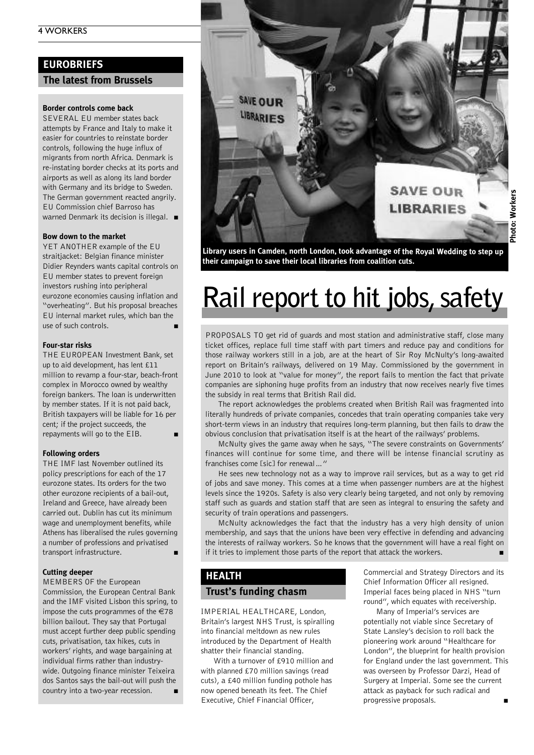## EUROBRIEFS

### The latest from Brussels

**Border controls come back**

SEVERAL EU member states back attempts by France and Italy to make it easier for countries to reinstate border controls, following the huge influx of migrants from north Africa. Denmark is re-instating border checks at its ports and airports as well as along its land border with Germany and its bridge to Sweden. The German government reacted angrily. EU Commission chief Barroso has warned Denmark its decision is illegal. ■

**Bow down to the market**

YET ANOTHER example of the EU straitjacket: Belgian finance minister Didier Reynders wants capital controls on EU member states to prevent foreign investors rushing into peripheral eurozone economies causing inflation and "overheating". But his proposal breaches EU internal market rules, which ban the use of such controls. ■

**Four-star risks**

THE EUROPEAN Investment Bank, set up to aid development, has lent £11 million to revamp a four-star, beach-front complex in Morocco owned by wealthy foreign bankers. The loan is underwritten by member states. If it is not paid back, British taxpayers will be liable for 16 per cent; if the project succeeds, the repayments will go to the EIB. ■

**Following orders**

THE IMF last November outlined its policy prescriptions for each of the 17 eurozone states. Its orders for the two other eurozone recipients of a bail-out, Ireland and Greece, have already been carried out. Dublin has cut its minimum wage and unemployment benefits, while Athens has liberalised the rules governing a number of professions and privatised transport infrastructure. ■

**Cutting deeper**

MEMBERS OF the European Commission, the European Central Bank and the IMF visited Lisbon this spring, to impose the cuts programmes of the €78 billion bailout. They say that Portugal must accept further deep public spending cuts, privatisation, tax hikes, cuts in workers' rights, and wage bargaining at individual firms rather than industry-wide. Outgoing finance minister Teixeira dos Santos says the bail-out will push the country into a two-year recession. ■

**Library users in Camden, north London, took advantage of the Royal Wedding to step up their campaign to save their local libraries from coalition cuts.**

Photo: Workers

# Rail report to hit jobs, safety

PROPOSALS TO get rid of guards and most station and administrative staff, close many ticket offices, replace full time staff with part timers and reduce pay and conditions for those railway workers still in a job, are at the heart of Sir Roy McNulty's long-awaited report on Britain's railways, delivered on 19 May. Commissioned by the government in June 2010 to look at "value for money", the report fails to mention the fact that private companies are siphoning huge profits from an industry that now receives nearly five times the subsidy in real terms that British Rail did.

The report acknowledges the problems created when British Rail was fragmented into literally hundreds of private companies, concedes that train operating companies take very short-term views in an industry that requires long-term planning, but then fails to draw the obvious conclusion that privatisation itself is at the heart of the railways' problems.

McNulty gives the game away when he says, "The severe constraints on Governments' finances will continue for some time, and there will be intense financial scrutiny as franchises come [sic] for renewal..."

He sees new technology not as a way to improve rail services, but as a way to get rid of jobs and save money. This comes at a time when passenger numbers are at the highest levels since the 1920s. Safety is also very clearly being targeted, and not only by removing staff such as guards and station staff that are seen as integral to ensuring the safety and security of train operations and passengers.

McNulty acknowledges the fact that the industry has a very high density of union membership, and says that the unions have been very effective in defending and advancing the interests of railway workers. So he knows that the government will have a real fight on if it tries to implement those parts of the report that attack the workers. ■

## HEALTH

### Trust's funding chasm

IMPERIAL HEALTHCARE, London, Britain's largest NHS Trust, is spiralling into financial meltdown as new rules introduced by the Department of Health shatter their financial standing.

With a turnover of £910 million and with planned £70 million savings (read cuts), a £40 million funding pothole has now opened beneath its feet. The Chief Executive, Chief Financial Officer, Commercial and Strategy Directors and its Chief Information Officer all resigned. Imperial faces being placed in NHS "turn round", which equates with receivership.

Many of Imperial's services are potentially not viable since Secretary of State Lansley's decision to roll back the pioneering work around "Healthcare for London", the blueprint for health provision for England under the last government. This was overseen by Professor Darzi, Head of Surgery at Imperial. Some see the current attack as payback for such radical and progressive proposals. ■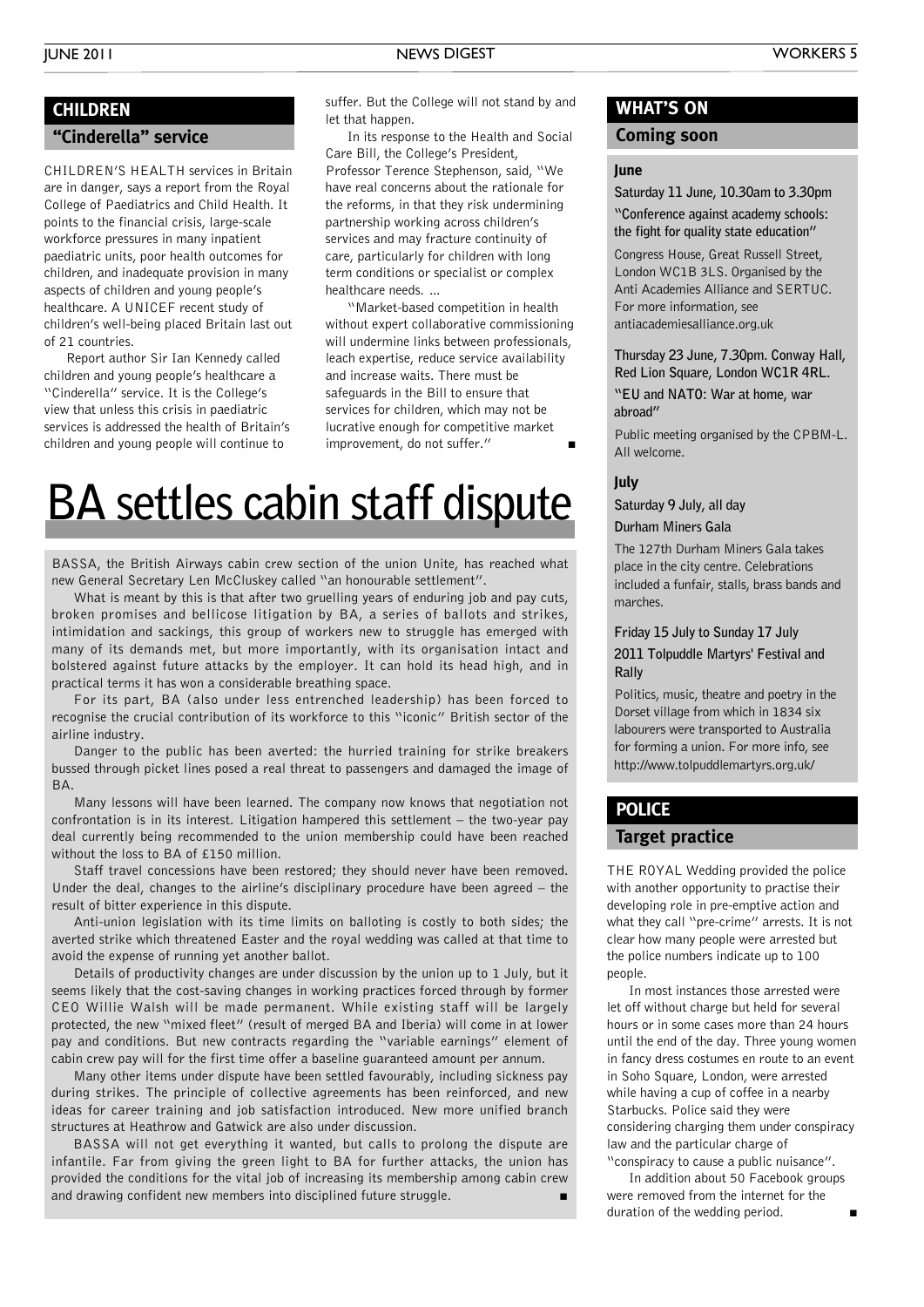## CHILDREN

### "Cinderella" service

CHILDREN'S HEALTH services in Britain are in danger, says a report from the Royal College of Paediatrics and Child Health. It points to the financial crisis, large-scale workforce pressures in many inpatient paediatric units, poor health outcomes for children, and inadequate provision in many aspects of children and young people's healthcare. A UNICEF recent study of children's well-being placed Britain last out of 21 countries.

Report author Sir Ian Kennedy called children and young people's healthcare a "Cinderella" service. It is the College's view that unless this crisis in paediatric services is addressed the health of Britain's children and young people will continue to suffer. But the College will not stand by and let that happen.

In its response to the Health and Social Care Bill, the College's President, Professor Terence Stephenson, said, "We have real concerns about the rationale for the reforms, in that they risk undermining partnership working across children's services and may fracture continuity of care, particularly for children with long term conditions or specialist or complex healthcare needs. ...

"Market-based competition in health without expert collaborative commissioning will undermine links between professionals, leach expertise, reduce service availability and increase waits. There must be safeguards in the Bill to ensure that services for children, which may not be lucrative enough for competitive market improvement, do not suffer." ■

# BA settles cabin staff dispute

BASSA, the British Airways cabin crew section of the union Unite, has reached what new General Secretary Len McCluskey called "an honourable settlement".

What is meant by this is that after two gruelling years of enduring job and pay cuts, broken promises and bellicose litigation by BA, a series of ballots and strikes, intimidation and sackings, this group of workers new to struggle has emerged with many of its demands met, but more importantly, with its organisation intact and bolstered against future attacks by the employer. It can hold its head high, and in practical terms it has won a considerable breathing space.

For its part, BA (also under less entrenched leadership) has been forced to recognise the crucial contribution of its workforce to this "iconic" British sector of the airline industry.

Danger to the public has been averted: the hurried training for strike breakers bussed through picket lines posed a real threat to passengers and damaged the image of BA.

Many lessons will have been learned. The company now knows that negotiation not confrontation is in its interest. Litigation hampered this settlement – the two-year pay deal currently being recommended to the union membership could have been reached without the loss to BA of £150 million.

Staff travel concessions have been restored; they should never have been removed. Under the deal, changes to the airline's disciplinary procedure have been agreed – the result of bitter experience in this dispute.

Anti-union legislation with its time limits on balloting is costly to both sides; the averted strike which threatened Easter and the royal wedding was called at that time to avoid the expense of running yet another ballot.

Details of productivity changes are under discussion by the union up to 1 July, but it seems likely that the cost-saving changes in working practices forced through by former CEO Willie Walsh will be made permanent. While existing staff will be largely protected, the new "mixed fleet" (result of merged BA and Iberia) will come in at lower pay and conditions. But new contracts regarding the "variable earnings" element of cabin crew pay will for the first time offer a baseline guaranteed amount per annum.

Many other items under dispute have been settled favourably, including sickness pay during strikes. The principle of collective agreements has been reinforced, and new ideas for career training and job satisfaction introduced. New more unified branch structures at Heathrow and Gatwick are also under discussion.

BASSA will not get everything it wanted, but calls to prolong the dispute are infantile. Far from giving the green light to BA for further attacks, the union has provided the conditions for the vital job of increasing its membership among cabin crew and drawing confident new members into disciplined future struggle. ■

## WHAT'S ON

### Coming soon

**June**

**Saturday 11 June, 10.30am to 3.30pm**
**"Conference against academy schools: the fight for quality state education"**

Congress House, Great Russell Street, London WC1B 3LS. Organised by the Anti Academies Alliance and SERTUC. For more information, see antiacademiesalliance.org.uk

**Thursday 23 June, 7.30pm. Conway Hall, Red Lion Square, London WC1R 4RL.**
**"EU and NATO: War at home, war abroad"**

Public meeting organised by the CPBM-L. All welcome.

**July**

**Saturday 9 July, all day**
**Durham Miners Gala**

The 127th Durham Miners Gala takes place in the city centre. Celebrations included a funfair, stalls, brass bands and marches.

**Friday 15 July to Sunday 17 July**
**2011 Tolpuddle Martyrs' Festival and Rally**

Politics, music, theatre and poetry in the Dorset village from which in 1834 six labourers were transported to Australia for forming a union. For more info, see http://www.tolpuddlemartyrs.org.uk/

## POLICE

### Target practice

THE ROYAL Wedding provided the police with another opportunity to practise their developing role in pre-emptive action and what they call "pre-crime" arrests. It is not clear how many people were arrested but the police numbers indicate up to 100 people.

In most instances those arrested were let off without charge but held for several hours or in some cases more than 24 hours until the end of the day. Three young women in fancy dress costumes en route to an event in Soho Square, London, were arrested while having a cup of coffee in a nearby Starbucks. Police said they were considering charging them under conspiracy law and the particular charge of "conspiracy to cause a public nuisance".

In addition about 50 Facebook groups were removed from the internet for the duration of the wedding period. ■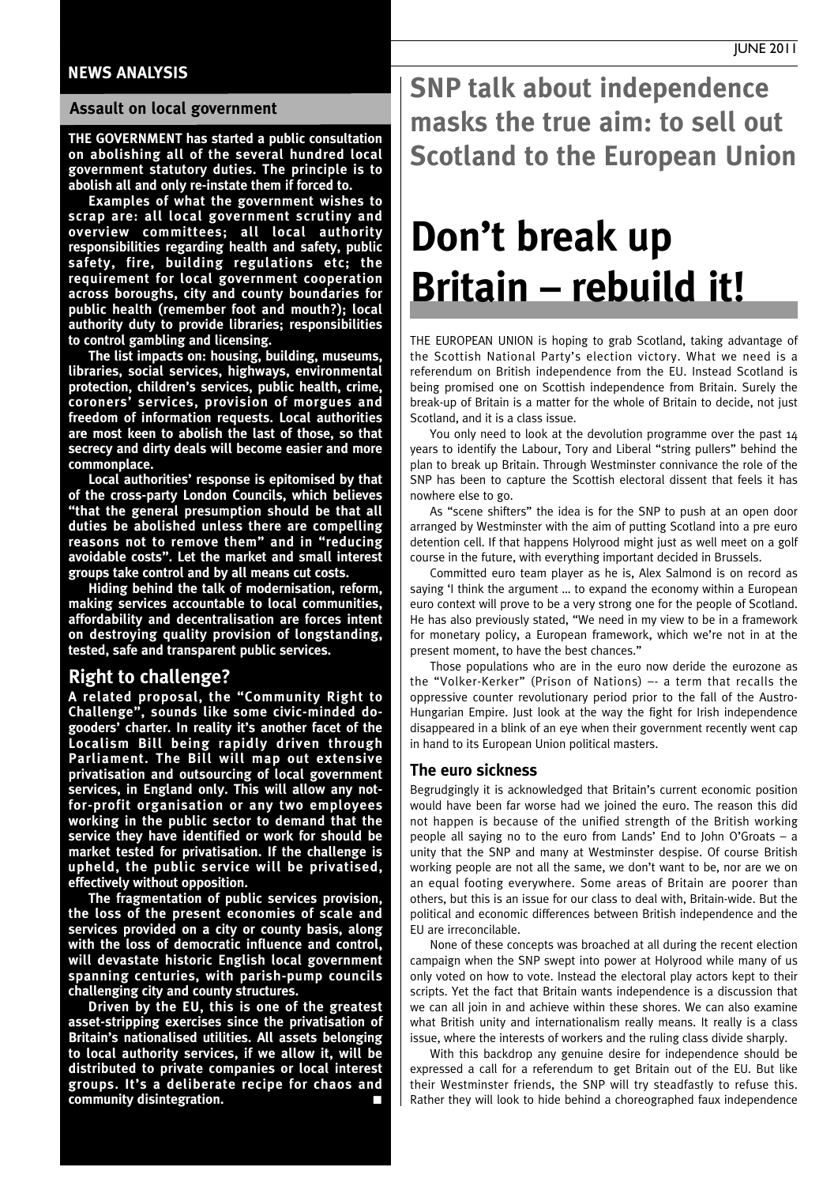## NEWS ANALYSIS

### Assault on local government

**THE GOVERNMENT has started a public consultation on abolishing all of the several hundred local government statutory duties. The principle is to abolish all and only re-instate them if forced to.**

**Examples of what the government wishes to scrap are: all local government scrutiny and overview committees; all local authority responsibilities regarding health and safety, public safety, fire, building regulations etc; the requirement for local government cooperation across boroughs, city and county boundaries for public health (remember foot and mouth?); local authority duty to provide libraries; responsibilities to control gambling and licensing.**

**The list impacts on: housing, building, museums, libraries, social services, highways, environmental protection, children's services, public health, crime, coroners' services, provision of morgues and freedom of information requests. Local authorities are most keen to abolish the last of those, so that secrecy and dirty deals will become easier and more commonplace.**

**Local authorities' response is epitomised by that of the cross-party London Councils, which believes "that the general presumption should be that all duties be abolished unless there are compelling reasons not to remove them" and in "reducing avoidable costs". Let the market and small interest groups take control and by all means cut costs.**

**Hiding behind the talk of modernisation, reform, making services accountable to local communities, affordability and decentralisation are forces intent on destroying quality provision of longstanding, tested, safe and transparent public services.**

### Right to challenge?

**A related proposal, the "Community Right to Challenge", sounds like some civic-minded do-gooders' charter. In reality it's another facet of the Localism Bill being rapidly driven through Parliament. The Bill will map out extensive privatisation and outsourcing of local government services, in England only. This will allow any not-for-profit organisation or any two employees working in the public sector to demand that the service they have identified or work for should be market tested for privatisation. If the challenge is upheld, the public service will be privatised, effectively without opposition.**

**The fragmentation of public services provision, the loss of the present economies of scale and services provided on a city or county basis, along with the loss of democratic influence and control, will devastate historic English local government spanning centuries, with parish-pump councils challenging city and county structures.**

**Driven by the EU, this is one of the greatest asset-stripping exercises since the privatisation of Britain's nationalised utilities. All assets belonging to local authority services, if we allow it, will be distributed to private companies or local interest groups. It's a deliberate recipe for chaos and community disintegration.** ■

## SNP talk about independence masks the true aim: to sell out Scotland to the European Union

# Don't break up Britain – rebuild it!

THE EUROPEAN UNION is hoping to grab Scotland, taking advantage of the Scottish National Party's election victory. What we need is a referendum on British independence from the EU. Instead Scotland is being promised one on Scottish independence from Britain. Surely the break-up of Britain is a matter for the whole of Britain to decide, not just Scotland, and it is a class issue.

You only need to look at the devolution programme over the past 14 years to identify the Labour, Tory and Liberal "string pullers" behind the plan to break up Britain. Through Westminster connivance the role of the SNP has been to capture the Scottish electoral dissent that feels it has nowhere else to go.

As "scene shifters" the idea is for the SNP to push at an open door arranged by Westminster with the aim of putting Scotland into a pre euro detention cell. If that happens Holyrood might just as well meet on a golf course in the future, with everything important decided in Brussels.

Committed euro team player as he is, Alex Salmond is on record as saying 'I think the argument … to expand the economy within a European euro context will prove to be a very strong one for the people of Scotland. He has also previously stated, "We need in my view to be in a framework for monetary policy, a European framework, which we're not in at the present moment, to have the best chances."

Those populations who are in the euro now deride the eurozone as the "Volker-Kerker" (Prison of Nations) –- a term that recalls the oppressive counter revolutionary period prior to the fall of the Austro-Hungarian Empire. Just look at the way the fight for Irish independence disappeared in a blink of an eye when their government recently went cap in hand to its European Union political masters.

### The euro sickness

Begrudgingly it is acknowledged that Britain's current economic position would have been far worse had we joined the euro. The reason this did not happen is because of the unified strength of the British working people all saying no to the euro from Lands' End to John O'Groats – a unity that the SNP and many at Westminster despise. Of course British working people are not all the same, we don't want to be, nor are we on an equal footing everywhere. Some areas of Britain are poorer than others, but this is an issue for our class to deal with, Britain-wide. But the political and economic differences between British independence and the EU are irreconcilable.

None of these concepts was broached at all during the recent election campaign when the SNP swept into power at Holyrood while many of us only voted on how to vote. Instead the electoral play actors kept to their scripts. Yet the fact that Britain wants independence is a discussion that we can all join in and achieve within these shores. We can also examine what British unity and internationalism really means. It really is a class issue, where the interests of workers and the ruling class divide sharply.

With this backdrop any genuine desire for independence should be expressed a call for a referendum to get Britain out of the EU. But like their Westminster friends, the SNP will try steadfastly to refuse this. Rather they will look to hide behind a choreographed faux independence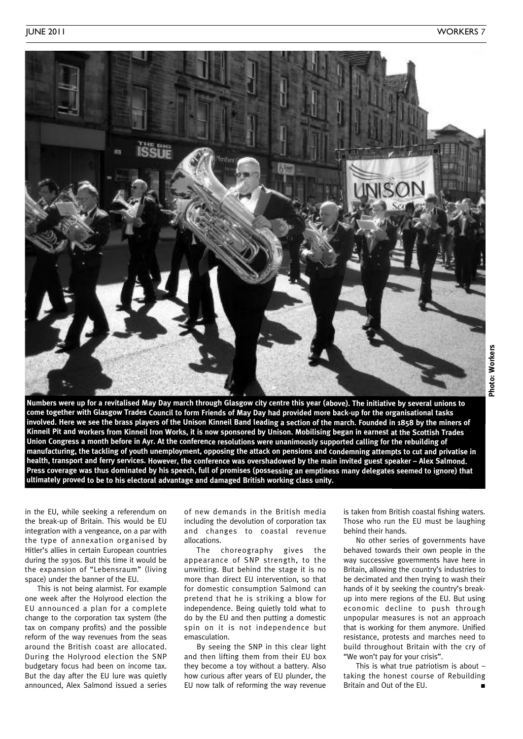Numbers were up for a revitalised May Day march through Glasgow city centre this year (above). The initiative by several unions to come together with Glasgow Trades Council to form Friends of May Day had provided more back-up for the organisational tasks involved. Here we see the brass players of the Unison Kinneil Band leading a section of the march. Founded in 1858 by the miners of Kinneil Pit and workers from Kinneil Iron Works, it is now sponsored by Unison. Mobilising began in earnest at the Scottish Trades Union Congress a month before in Ayr. At the conference resolutions were unanimously supported calling for the rebuilding of manufacturing, the tackling of youth unemployment, opposing the attack on pensions and condemning attempts to cut and privatise in health, transport and ferry services. However, the conference was overshadowed by the main invited guest speaker – Alex Salmond. Press coverage was thus dominated by his speech, full of promises (possessing an emptiness many delegates seemed to ignore) that ultimately proved to be to his electoral advantage and damaged British working class unity.

Photo: Workers

in the EU, while seeking a referendum on the break-up of Britain. This would be EU integration with a vengeance, on a par with the type of annexation organised by Hitler's allies in certain European countries during the 1930s. But this time it would be the expansion of "Lebensraum" (living space) under the banner of the EU.

This is not being alarmist. For example one week after the Holyrood election the EU announced a plan for a complete change to the corporation tax system (the tax on company profits) and the possible reform of the way revenues from the seas around the British coast are allocated. During the Holyrood election the SNP budgetary focus had been on income tax. But the day after the EU lure was quietly announced, Alex Salmond issued a series of new demands in the British media including the devolution of corporation tax and changes to coastal revenue allocations.

The choreography gives the appearance of SNP strength, to the unwitting. But behind the stage it is no more than direct EU intervention, so that for domestic consumption Salmond can pretend that he is striking a blow for independence. Being quietly told what to do by the EU and then putting a domestic spin on it is not independence but emasculation.

By seeing the SNP in this clear light and then lifting them from their EU box they become a toy without a battery. Also how curious after years of EU plunder, the EU now talk of reforming the way revenue is taken from British coastal fishing waters. Those who run the EU must be laughing behind their hands.

No other series of governments have behaved towards their own people in the way successive governments have here in Britain, allowing the country's industries to be decimated and then trying to wash their hands of it by seeking the country's break-up into mere regions of the EU. But using economic decline to push through unpopular measures is not an approach that is working for them anymore. Unified resistance, protests and marches need to build throughout Britain with the cry of "We won't pay for your crisis".

This is what true patriotism is about – taking the honest course of Rebuilding Britain and Out of the EU. ■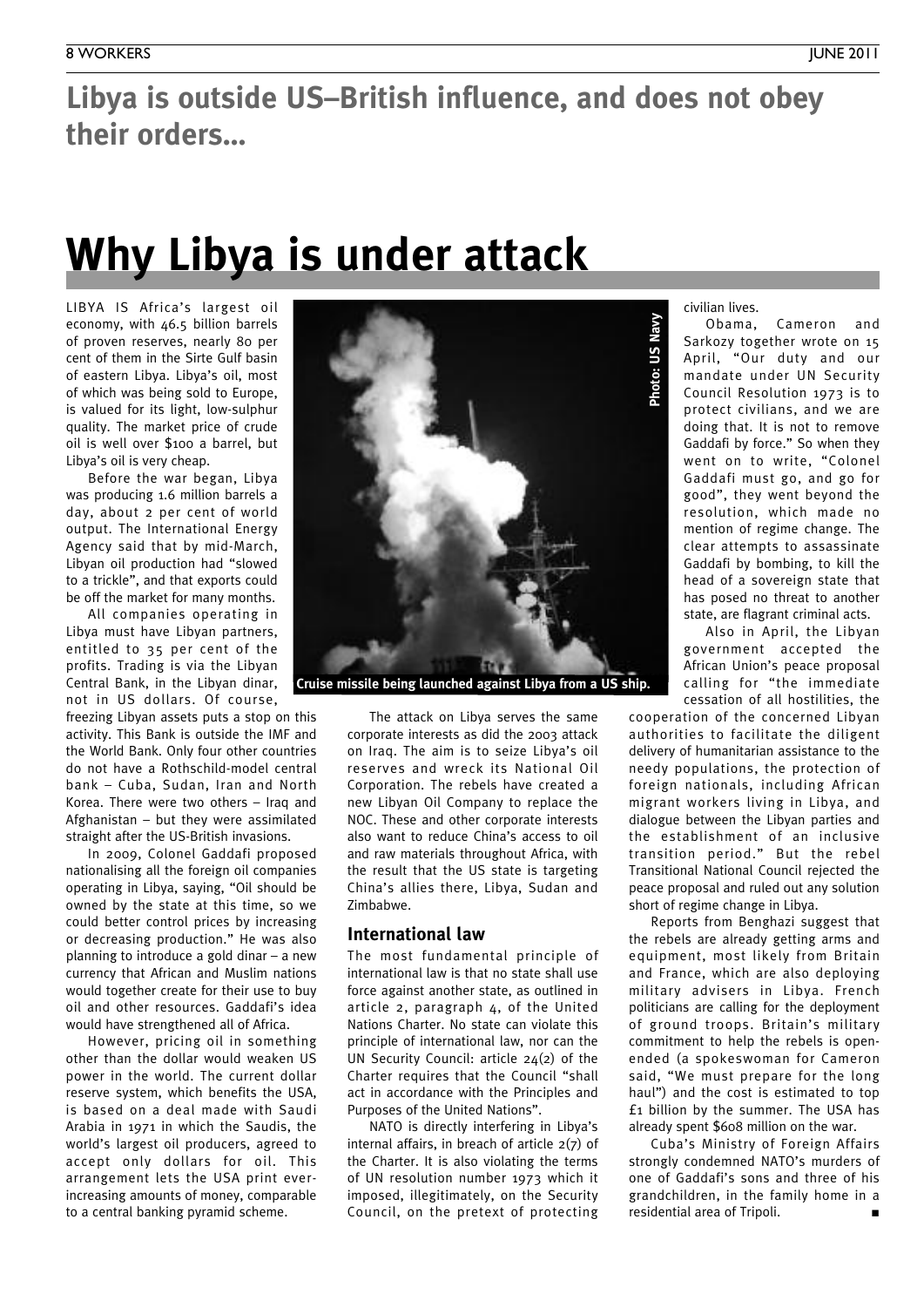## Libya is outside US–British influence, and does not obey their orders...

# Why Libya is under attack

LIBYA IS Africa's largest oil economy, with 46.5 billion barrels of proven reserves, nearly 80 per cent of them in the Sirte Gulf basin of eastern Libya. Libya's oil, most of which was being sold to Europe, is valued for its light, low-sulphur quality. The market price of crude oil is well over $100 a barrel, but Libya's oil is very cheap.

Before the war began, Libya was producing 1.6 million barrels a day, about 2 per cent of world output. The International Energy Agency said that by mid-March, Libyan oil production had "slowed to a trickle", and that exports could be off the market for many months.

All companies operating in Libya must have Libyan partners, entitled to 35 per cent of the profits. Trading is via the Libyan Central Bank, in the Libyan dinar, not in US dollars. Of course, freezing Libyan assets puts a stop on this activity. This Bank is outside the IMF and the World Bank. Only four other countries do not have a Rothschild-model central bank – Cuba, Sudan, Iran and North Korea. There were two others – Iraq and Afghanistan – but they were assimilated straight after the US-British invasions.

In 2009, Colonel Gaddafi proposed nationalising all the foreign oil companies operating in Libya, saying, "Oil should be owned by the state at this time, so we could better control prices by increasing or decreasing production." He was also planning to introduce a gold dinar – a new currency that African and Muslim nations would together create for their use to buy oil and other resources. Gaddafi's idea would have strengthened all of Africa.

However, pricing oil in something other than the dollar would weaken US power in the world. The current dollar reserve system, which benefits the USA, is based on a deal made with Saudi Arabia in 1971 in which the Saudis, the world's largest oil producers, agreed to accept only dollars for oil. This arrangement lets the USA print ever-increasing amounts of money, comparable to a central banking pyramid scheme.

Photo: US Navy

Cruise missile being launched against Libya from a US ship.

The attack on Libya serves the same corporate interests as did the 2003 attack on Iraq. The aim is to seize Libya's oil reserves and wreck its National Oil Corporation. The rebels have created a new Libyan Oil Company to replace the NOC. These and other corporate interests also want to reduce China's access to oil and raw materials throughout Africa, with the result that the US state is targeting China's allies there, Libya, Sudan and Zimbabwe.

### International law

The most fundamental principle of international law is that no state shall use force against another state, as outlined in article 2, paragraph 4, of the United Nations Charter. No state can violate this principle of international law, nor can the UN Security Council: article 24(2) of the Charter requires that the Council "shall act in accordance with the Principles and Purposes of the United Nations".

NATO is directly interfering in Libya's internal affairs, in breach of article 2(7) of the Charter. It is also violating the terms of UN resolution number 1973 which it imposed, illegitimately, on the Security Council, on the pretext of protecting civilian lives.

Obama, Cameron and Sarkozy together wrote on 15 April, "Our duty and our mandate under UN Security Council Resolution 1973 is to protect civilians, and we are doing that. It is not to remove Gaddafi by force." So when they went on to write, "Colonel Gaddafi must go, and go for good", they went beyond the resolution, which made no mention of regime change. The clear attempts to assassinate Gaddafi by bombing, to kill the head of a sovereign state that has posed no threat to another state, are flagrant criminal acts.

Also in April, the Libyan government accepted the African Union's peace proposal calling for "the immediate cessation of all hostilities, the cooperation of the concerned Libyan authorities to facilitate the diligent delivery of humanitarian assistance to the needy populations, the protection of foreign nationals, including African migrant workers living in Libya, and dialogue between the Libyan parties and the establishment of an inclusive transition period." But the rebel Transitional National Council rejected the peace proposal and ruled out any solution short of regime change in Libya.

Reports from Benghazi suggest that the rebels are already getting arms and equipment, most likely from Britain and France, which are also deploying military advisers in Libya. French politicians are calling for the deployment of ground troops. Britain's military commitment to help the rebels is open-ended (a spokeswoman for Cameron said, "We must prepare for the long haul") and the cost is estimated to top £1 billion by the summer. The USA has already spent $608 million on the war.

Cuba's Ministry of Foreign Affairs strongly condemned NATO's murders of one of Gaddafi's sons and three of his grandchildren, in the family home in a residential area of Tripoli. ■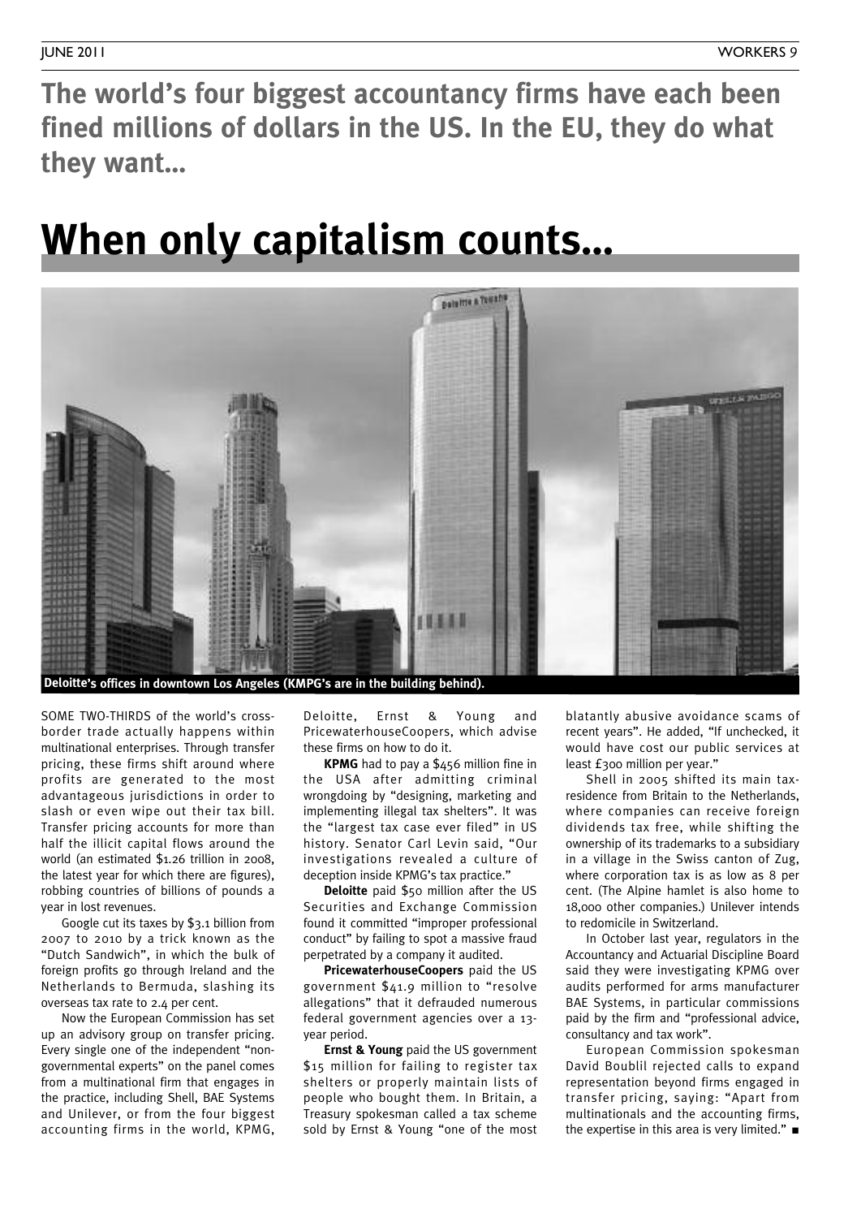**The world's four biggest accountancy firms have each been fined millions of dollars in the US. In the EU, they do what they want...**

# When only capitalism counts...

Deloitte's offices in downtown Los Angeles (KMPG's are in the building behind).

SOME TWO-THIRDS of the world's cross-border trade actually happens within multinational enterprises. Through transfer pricing, these firms shift around where profits are generated to the most advantageous jurisdictions in order to slash or even wipe out their tax bill. Transfer pricing accounts for more than half the illicit capital flows around the world (an estimated $1.26 trillion in 2008, the latest year for which there are figures), robbing countries of billions of pounds a year in lost revenues.

Google cut its taxes by $3.1 billion from 2007 to 2010 by a trick known as the "Dutch Sandwich", in which the bulk of foreign profits go through Ireland and the Netherlands to Bermuda, slashing its overseas tax rate to 2.4 per cent.

Now the European Commission has set up an advisory group on transfer pricing. Every single one of the independent "non-governmental experts" on the panel comes from a multinational firm that engages in the practice, including Shell, BAE Systems and Unilever, or from the four biggest accounting firms in the world, KPMG, Deloitte, Ernst & Young and PricewaterhouseCoopers, which advise these firms on how to do it.

**KPMG** had to pay a $456 million fine in the USA after admitting criminal wrongdoing by "designing, marketing and implementing illegal tax shelters". It was the "largest tax case ever filed" in US history. Senator Carl Levin said, "Our investigations revealed a culture of deception inside KPMG's tax practice."

**Deloitte** paid $50 million after the US Securities and Exchange Commission found it committed "improper professional conduct" by failing to spot a massive fraud perpetrated by a company it audited.

**PricewaterhouseCoopers** paid the US government $41.9 million to "resolve allegations" that it defrauded numerous federal government agencies over a 13-year period.

**Ernst & Young** paid the US government $15 million for failing to register tax shelters or properly maintain lists of people who bought them. In Britain, a Treasury spokesman called a tax scheme sold by Ernst & Young "one of the most blatantly abusive avoidance scams of recent years". He added, "If unchecked, it would have cost our public services at least £300 million per year."

Shell in 2005 shifted its main tax-residence from Britain to the Netherlands, where companies can receive foreign dividends tax free, while shifting the ownership of its trademarks to a subsidiary in a village in the Swiss canton of Zug, where corporation tax is as low as 8 per cent. (The Alpine hamlet is also home to 18,000 other companies.) Unilever intends to redomicile in Switzerland.

In October last year, regulators in the Accountancy and Actuarial Discipline Board said they were investigating KPMG over audits performed for arms manufacturer BAE Systems, in particular commissions paid by the firm and "professional advice, consultancy and tax work".

European Commission spokesman David Boublil rejected calls to expand representation beyond firms engaged in transfer pricing, saying: "Apart from multinationals and the accounting firms, the expertise in this area is very limited." ■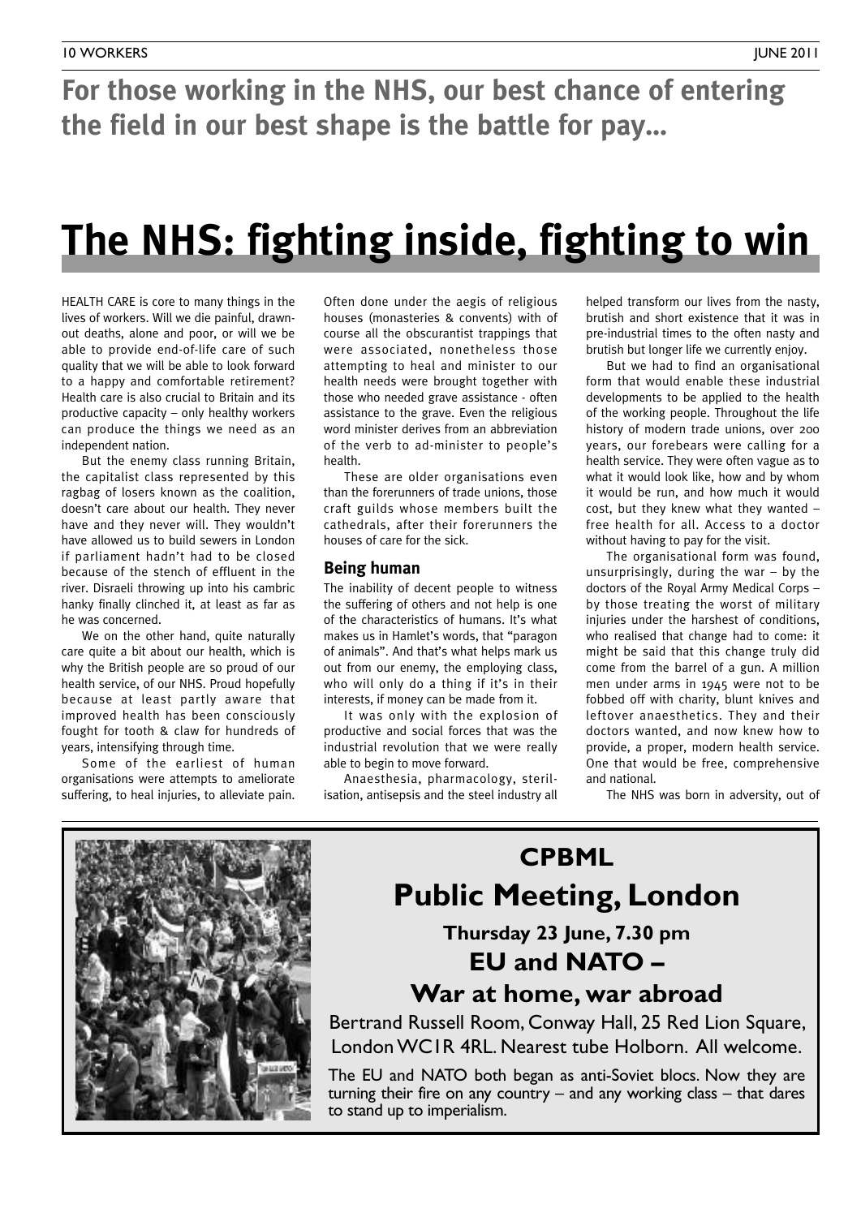**For those working in the NHS, our best chance of entering the field in our best shape is the battle for pay…**

# The NHS: fighting inside, fighting to win

HEALTH CARE is core to many things in the lives of workers. Will we die painful, drawn-out deaths, alone and poor, or will we be able to provide end-of-life care of such quality that we will be able to look forward to a happy and comfortable retirement? Health care is also crucial to Britain and its productive capacity – only healthy workers can produce the things we need as an independent nation.

But the enemy class running Britain, the capitalist class represented by this ragbag of losers known as the coalition, doesn't care about our health. They never have and they never will. They wouldn't have allowed us to build sewers in London if parliament hadn't had to be closed because of the stench of effluent in the river. Disraeli throwing up into his cambric hanky finally clinched it, at least as far as he was concerned.

We on the other hand, quite naturally care quite a bit about our health, which is why the British people are so proud of our health service, of our NHS. Proud hopefully because at least partly aware that improved health has been consciously fought for tooth & claw for hundreds of years, intensifying through time.

Some of the earliest of human organisations were attempts to ameliorate suffering, to heal injuries, to alleviate pain. Often done under the aegis of religious houses (monasteries & convents) with of course all the obscurantist trappings that were associated, nonetheless those attempting to heal and minister to our health needs were brought together with those who needed grave assistance - often assistance to the grave. Even the religious word minister derives from an abbreviation of the verb to ad-minister to people's health.

These are older organisations even than the forerunners of trade unions, those craft guilds whose members built the cathedrals, after their forerunners the houses of care for the sick.

## Being human

The inability of decent people to witness the suffering of others and not help is one of the characteristics of humans. It's what makes us in Hamlet's words, that "paragon of animals". And that's what helps mark us out from our enemy, the employing class, who will only do a thing if it's in their interests, if money can be made from it.

It was only with the explosion of productive and social forces that was the industrial revolution that we were really able to begin to move forward.

Anaesthesia, pharmacology, sterilisation, antisepsis and the steel industry all helped transform our lives from the nasty, brutish and short existence that it was in pre-industrial times to the often nasty and brutish but longer life we currently enjoy.

But we had to find an organisational form that would enable these industrial developments to be applied to the health of the working people. Throughout the life history of modern trade unions, over 200 years, our forebears were calling for a health service. They were often vague as to what it would look like, how and by whom it would be run, and how much it would cost, but they knew what they wanted – free health for all. Access to a doctor without having to pay for the visit.

The organisational form was found, unsurprisingly, during the war – by the doctors of the Royal Army Medical Corps – by those treating the worst of military injuries under the harshest of conditions, who realised that change had to come: it might be said that this change truly did come from the barrel of a gun. A million men under arms in 1945 were not to be fobbed off with charity, blunt knives and leftover anaesthetics. They and their doctors wanted, and now knew how to provide, a proper, modern health service. One that would be free, comprehensive and national.

The NHS was born in adversity, out of

---

**CPBML**

**Public Meeting, London**

**Thursday 23 June, 7.30 pm**

**EU and NATO – War at home, war abroad**

Bertrand Russell Room, Conway Hall, 25 Red Lion Square, London WC1R 4RL. Nearest tube Holborn. All welcome.

The EU and NATO both began as anti-Soviet blocs. Now they are turning their fire on any country – and any working class – that dares to stand up to imperialism.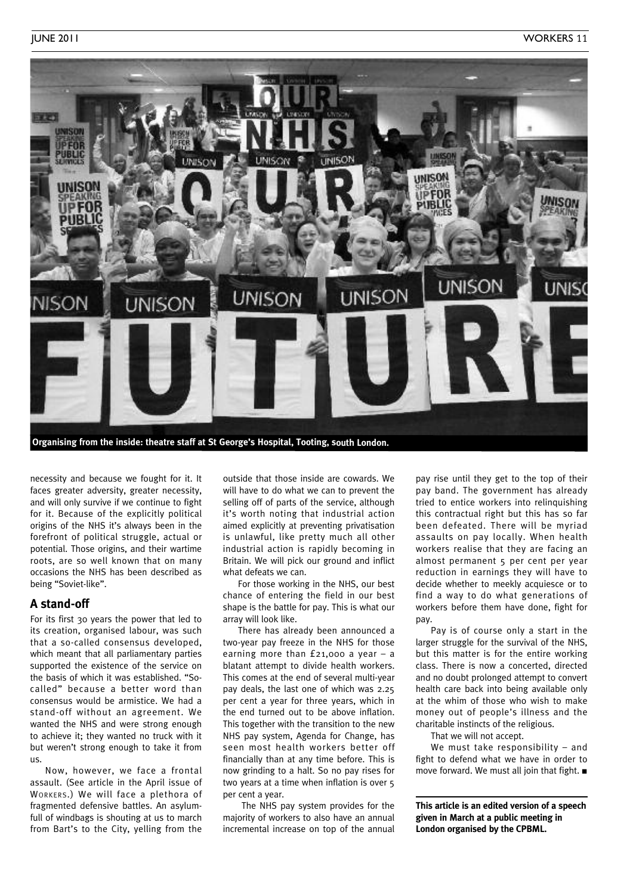Organising from the inside: theatre staff at St George's Hospital, Tooting, south London.

necessity and because we fought for it. It faces greater adversity, greater necessity, and will only survive if we continue to fight for it. Because of the explicitly political origins of the NHS it's always been in the forefront of political struggle, actual or potential. Those origins, and their wartime roots, are so well known that on many occasions the NHS has been described as being "Soviet-like".

## A stand-off

For its first 30 years the power that led to its creation, organised labour, was such that a so-called consensus developed, which meant that all parliamentary parties supported the existence of the service on the basis of which it was established. "So-called" because a better word than consensus would be armistice. We had a stand-off without an agreement. We wanted the NHS and were strong enough to achieve it; they wanted no truck with it but weren't strong enough to take it from us.

Now, however, we face a frontal assault. (See article in the April issue of WORKERS.) We will face a plethora of fragmented defensive battles. An asylum-full of windbags is shouting at us to march from Bart's to the City, yelling from the outside that those inside are cowards. We will have to do what we can to prevent the selling off of parts of the service, although it's worth noting that industrial action aimed explicitly at preventing privatisation is unlawful, like pretty much all other industrial action is rapidly becoming in Britain. We will pick our ground and inflict what defeats we can.

For those working in the NHS, our best chance of entering the field in our best shape is the battle for pay. This is what our array will look like.

There has already been announced a two-year pay freeze in the NHS for those earning more than £21,000 a year – a blatant attempt to divide health workers. This comes at the end of several multi-year pay deals, the last one of which was 2.25 per cent a year for three years, which in the end turned out to be above inflation. This together with the transition to the new NHS pay system, Agenda for Change, has seen most health workers better off financially than at any time before. This is now grinding to a halt. So no pay rises for two years at a time when inflation is over 5 per cent a year.

The NHS pay system provides for the majority of workers to also have an annual incremental increase on top of the annual pay rise until they get to the top of their pay band. The government has already tried to entice workers into relinquishing this contractual right but this has so far been defeated. There will be myriad assaults on pay locally. When health workers realise that they are facing an almost permanent 5 per cent per year reduction in earnings they will have to decide whether to meekly acquiesce or to find a way to do what generations of workers before them have done, fight for pay.

Pay is of course only a start in the larger struggle for the survival of the NHS, but this matter is for the entire working class. There is now a concerted, directed and no doubt prolonged attempt to convert health care back into being available only at the whim of those who wish to make money out of people's illness and the charitable instincts of the religious.

That we will not accept.

We must take responsibility – and fight to defend what we have in order to move forward. We must all join that fight. ■

**This article is an edited version of a speech given in March at a public meeting in London organised by the CPBML.**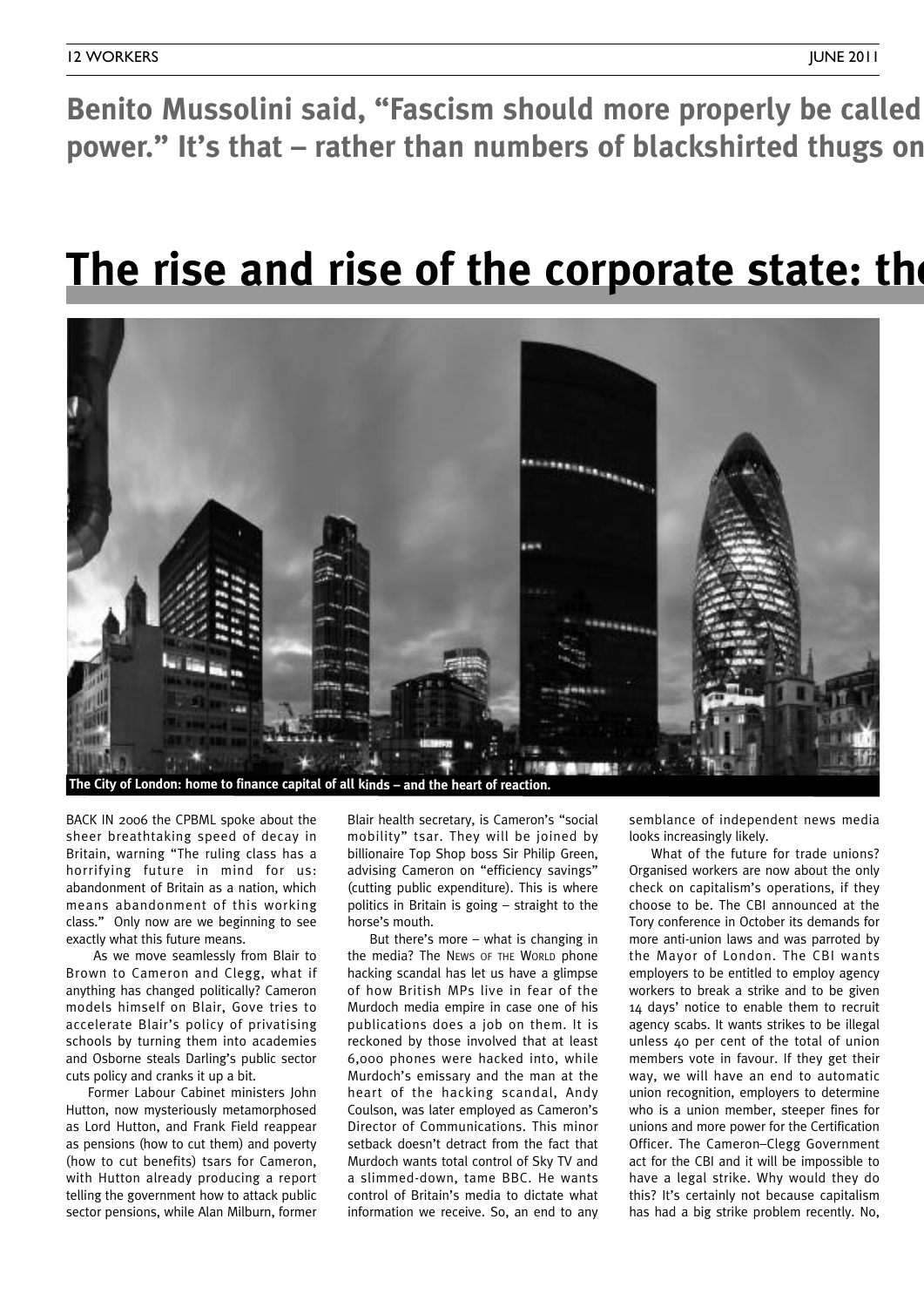**Benito Mussolini said, "Fascism should more properly be called power." It's that – rather than numbers of blackshirted thugs on**

# The rise and rise of the corporate state: th

The City of London: home to finance capital of all kinds – and the heart of reaction.

BACK IN 2006 the CPBML spoke about the sheer breathtaking speed of decay in Britain, warning "The ruling class has a horrifying future in mind for us: abandonment of Britain as a nation, which means abandonment of this working class." Only now are we beginning to see exactly what this future means.

As we move seamlessly from Blair to Brown to Cameron and Clegg, what if anything has changed politically? Cameron models himself on Blair, Gove tries to accelerate Blair's policy of privatising schools by turning them into academies and Osborne steals Darling's public sector cuts policy and cranks it up a bit.

Former Labour Cabinet ministers John Hutton, now mysteriously metamorphosed as Lord Hutton, and Frank Field reappear as pensions (how to cut them) and poverty (how to cut benefits) tsars for Cameron, with Hutton already producing a report telling the government how to attack public sector pensions, while Alan Milburn, former Blair health secretary, is Cameron's "social mobility" tsar. They will be joined by billionaire Top Shop boss Sir Philip Green, advising Cameron on "efficiency savings" (cutting public expenditure). This is where politics in Britain is going – straight to the horse's mouth.

But there's more – what is changing in the media? The News of the World phone hacking scandal has let us have a glimpse of how British MPs live in fear of the Murdoch media empire in case one of his publications does a job on them. It is reckoned by those involved that at least 6,000 phones were hacked into, while Murdoch's emissary and the man at the heart of the hacking scandal, Andy Coulson, was later employed as Cameron's Director of Communications. This minor setback doesn't detract from the fact that Murdoch wants total control of Sky TV and a slimmed-down, tame BBC. He wants control of Britain's media to dictate what information we receive. So, an end to any semblance of independent news media looks increasingly likely.

What of the future for trade unions? Organised workers are now about the only check on capitalism's operations, if they choose to be. The CBI announced at the Tory conference in October its demands for more anti-union laws and was parroted by the Mayor of London. The CBI wants employers to be entitled to employ agency workers to break a strike and to be given 14 days' notice to enable them to recruit agency scabs. It wants strikes to be illegal unless 40 per cent of the total of union members vote in favour. If they get their way, we will have an end to automatic union recognition, employers to determine who is a union member, steeper fines for unions and more power for the Certification Officer. The Cameron–Clegg Government act for the CBI and it will be impossible to have a legal strike. Why would they do this? It's certainly not because capitalism has had a big strike problem recently. No,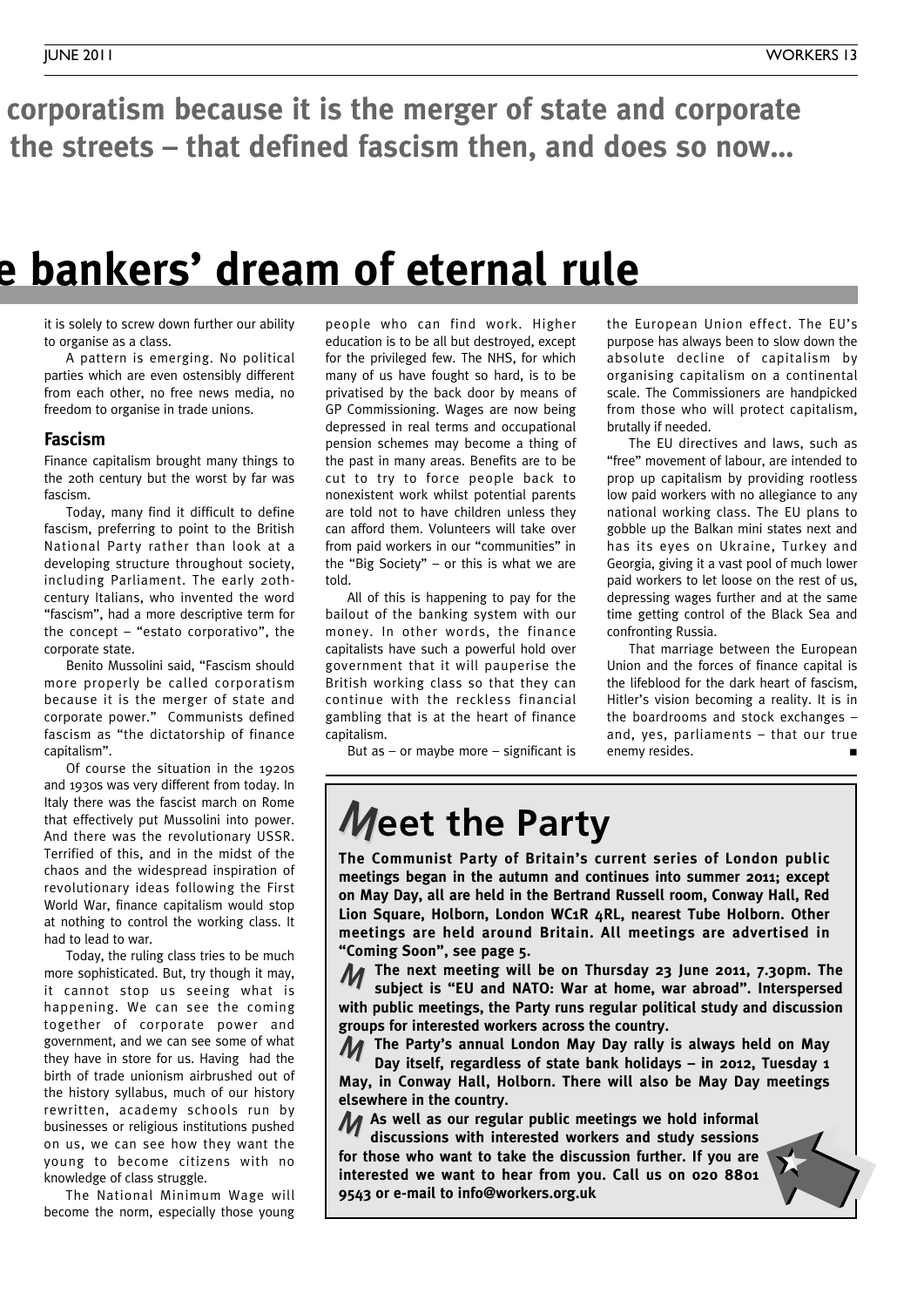**corporatism because it is the merger of state and corporate the streets – that defined fascism then, and does so now...**

# e bankers' dream of eternal rule

it is solely to screw down further our ability to organise as a class.

A pattern is emerging. No political parties which are even ostensibly different from each other, no free news media, no freedom to organise in trade unions.

## Fascism

Finance capitalism brought many things to the 20th century but the worst by far was fascism.

Today, many find it difficult to define fascism, preferring to point to the British National Party rather than look at a developing structure throughout society, including Parliament. The early 20th-century Italians, who invented the word "fascism", had a more descriptive term for the concept – "estato corporativo", the corporate state.

Benito Mussolini said, "Fascism should more properly be called corporatism because it is the merger of state and corporate power." Communists defined fascism as "the dictatorship of finance capitalism".

Of course the situation in the 1920s and 1930s was very different from today. In Italy there was the fascist march on Rome that effectively put Mussolini into power. And there was the revolutionary USSR. Terrified of this, and in the midst of the chaos and the widespread inspiration of revolutionary ideas following the First World War, finance capitalism would stop at nothing to control the working class. It had to lead to war.

Today, the ruling class tries to be much more sophisticated. But, try though it may, it cannot stop us seeing what is happening. We can see the coming together of corporate power and government, and we can see some of what they have in store for us. Having had the birth of trade unionism airbrushed out of the history syllabus, much of our history rewritten, academy schools run by businesses or religious institutions pushed on us, we can see how they want the young to become citizens with no knowledge of class struggle.

The National Minimum Wage will become the norm, especially those young people who can find work. Higher education is to be all but destroyed, except for the privileged few. The NHS, for which many of us have fought so hard, is to be privatised by the back door by means of GP Commissioning. Wages are now being depressed in real terms and occupational pension schemes may become a thing of the past in many areas. Benefits are to be cut to try to force people back to nonexistent work whilst potential parents are told not to have children unless they can afford them. Volunteers will take over from paid workers in our "communities" in the "Big Society" – or this is what we are told.

All of this is happening to pay for the bailout of the banking system with our money. In other words, the finance capitalists have such a powerful hold over government that it will pauperise the British working class so that they can continue with the reckless financial gambling that is at the heart of finance capitalism.

But as – or maybe more – significant is the European Union effect. The EU's purpose has always been to slow down the absolute decline of capitalism by organising capitalism on a continental scale. The Commissioners are handpicked from those who will protect capitalism, brutally if needed.

The EU directives and laws, such as "free" movement of labour, are intended to prop up capitalism by providing rootless low paid workers with no allegiance to any national working class. The EU plans to gobble up the Balkan mini states next and has its eyes on Ukraine, Turkey and Georgia, giving it a vast pool of much lower paid workers to let loose on the rest of us, depressing wages further and at the same time getting control of the Black Sea and confronting Russia.

That marriage between the European Union and the forces of finance capital is the lifeblood for the dark heart of fascism, Hitler's vision becoming a reality. It is in the boardrooms and stock exchanges – and, yes, parliaments – that our true enemy resides. ■

# Meet the Party

**The Communist Party of Britain's current series of London public meetings began in the autumn and continues into summer 2011; except on May Day, all are held in the Bertrand Russell room, Conway Hall, Red Lion Square, Holborn, London WC1R 4RL, nearest Tube Holborn. Other meetings are held around Britain. All meetings are advertised in "Coming Soon", see page 5.**

**The next meeting will be on Thursday 23 June 2011, 7.30pm. The subject is "EU and NATO: War at home, war abroad". Interspersed with public meetings, the Party runs regular political study and discussion groups for interested workers across the country.**

**The Party's annual London May Day rally is always held on May Day itself, regardless of state bank holidays – in 2012, Tuesday 1 May, in Conway Hall, Holborn. There will also be May Day meetings elsewhere in the country.**

**As well as our regular public meetings we hold informal discussions with interested workers and study sessions for those who want to take the discussion further. If you are interested we want to hear from you. Call us on 020 8801 9543 or e-mail to info@workers.org.uk**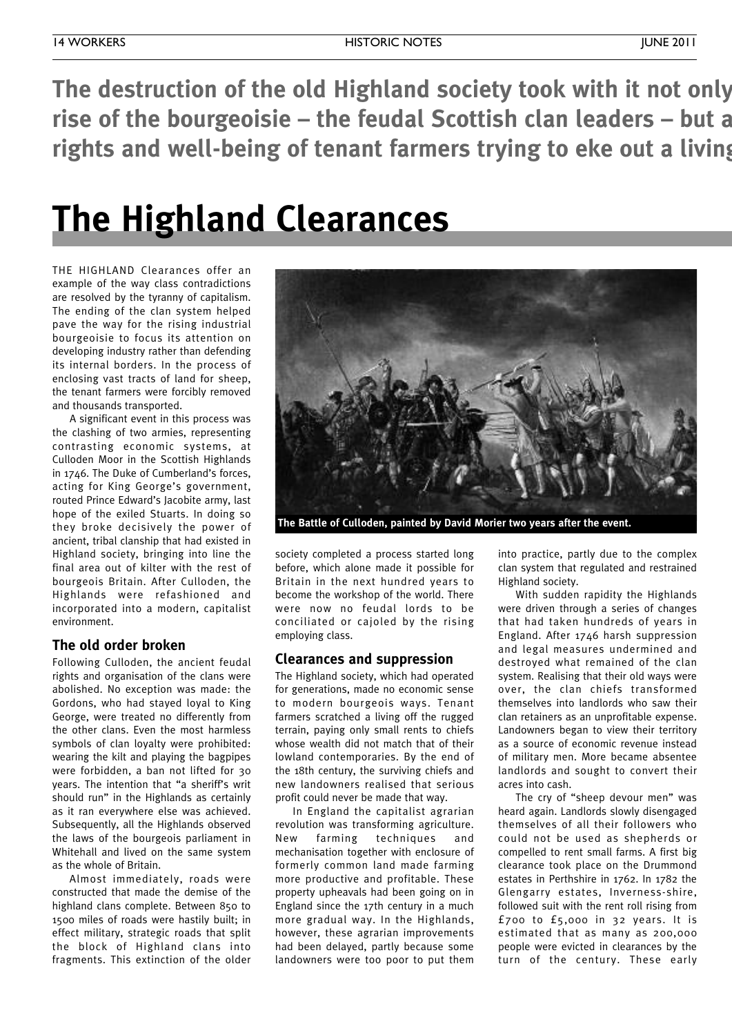**The destruction of the old Highland society took with it not only rise of the bourgeoisie – the feudal Scottish clan leaders – but a rights and well-being of tenant farmers trying to eke out a living**

# The Highland Clearances

THE HIGHLAND Clearances offer an example of the way class contradictions are resolved by the tyranny of capitalism. The ending of the clan system helped pave the way for the rising industrial bourgeoisie to focus its attention on developing industry rather than defending its internal borders. In the process of enclosing vast tracts of land for sheep, the tenant farmers were forcibly removed and thousands transported.

A significant event in this process was the clashing of two armies, representing contrasting economic systems, at Culloden Moor in the Scottish Highlands in 1746. The Duke of Cumberland's forces, acting for King George's government, routed Prince Edward's Jacobite army, last hope of the exiled Stuarts. In doing so they broke decisively the power of ancient, tribal clanship that had existed in Highland society, bringing into line the final area out of kilter with the rest of bourgeois Britain. After Culloden, the Highlands were refashioned and incorporated into a modern, capitalist environment.

The Battle of Culloden, painted by David Morier two years after the event.

## The old order broken

Following Culloden, the ancient feudal rights and organisation of the clans were abolished. No exception was made: the Gordons, who had stayed loyal to King George, were treated no differently from the other clans. Even the most harmless symbols of clan loyalty were prohibited: wearing the kilt and playing the bagpipes were forbidden, a ban not lifted for 30 years. The intention that "a sheriff's writ should run" in the Highlands as certainly as it ran everywhere else was achieved. Subsequently, all the Highlands observed the laws of the bourgeois parliament in Whitehall and lived on the same system as the whole of Britain.

Almost immediately, roads were constructed that made the demise of the highland clans complete. Between 850 to 1500 miles of roads were hastily built; in effect military, strategic roads that split the block of Highland clans into fragments. This extinction of the older society completed a process started long before, which alone made it possible for Britain in the next hundred years to become the workshop of the world. There were now no feudal lords to be conciliated or cajoled by the rising employing class.

## Clearances and suppression

The Highland society, which had operated for generations, made no economic sense to modern bourgeois ways. Tenant farmers scratched a living off the rugged terrain, paying only small rents to chiefs whose wealth did not match that of their Lowland contemporaries. By the end of the 18th century, the surviving chiefs and new landowners realised that serious profit could never be made that way.

In England the capitalist agrarian revolution was transforming agriculture. New farming techniques and mechanisation together with enclosure of formerly common land made farming more productive and profitable. These property upheavals had been going on in England since the 17th century in a much more gradual way. In the Highlands, however, these agrarian improvements had been delayed, partly because some landowners were too poor to put them into practice, partly due to the complex clan system that regulated and restrained Highland society.

With sudden rapidity the Highlands were driven through a series of changes that had taken hundreds of years in England. After 1746 harsh suppression and legal measures undermined and destroyed what remained of the clan system. Realising that their old ways were over, the clan chiefs transformed themselves into landlords who saw their clan retainers as an unprofitable expense. Landowners began to view their territory as a source of economic revenue instead of military men. More became absentee landlords and sought to convert their acres into cash.

The cry of "sheep devour men" was heard again. Landlords slowly disengaged themselves of all their followers who could not be used as shepherds or compelled to rent small farms. A first big clearance took place on the Drummond estates in Perthshire in 1762. In 1782 the Glengarry estates, Inverness-shire, followed suit with the rent roll rising from £700 to £5,000 in 32 years. It is estimated that as many as 200,000 people were evicted in clearances by the turn of the century. These early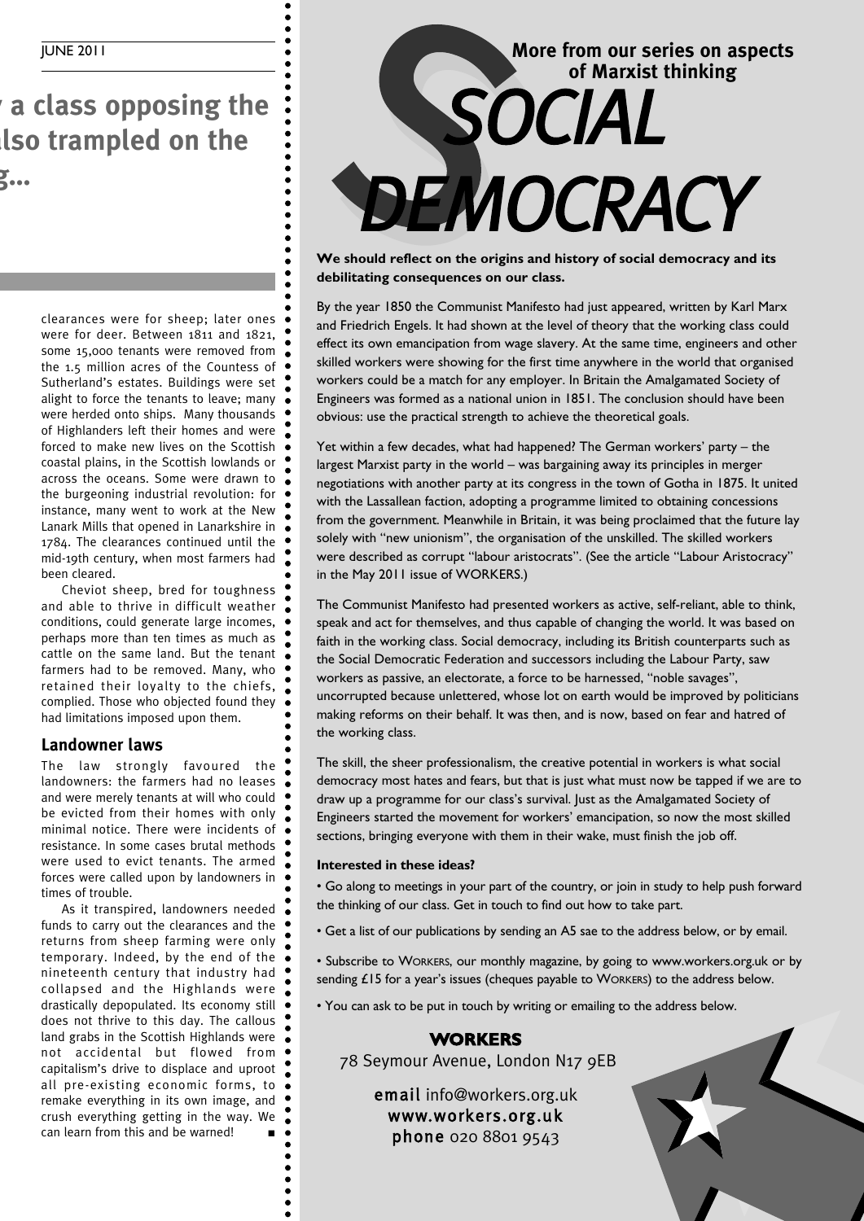# …a class opposing the …also trampled on the …g…

clearances were for sheep; later ones were for deer. Between 1811 and 1821, some 15,000 tenants were removed from the 1.5 million acres of the Countess of Sutherland's estates. Buildings were set alight to force the tenants to leave; many were herded onto ships. Many thousands of Highlanders left their homes and were forced to make new lives on the Scottish coastal plains, in the Scottish lowlands or across the oceans. Some were drawn to the burgeoning industrial revolution: for instance, many went to work at the New Lanark Mills that opened in Lanarkshire in 1784. The clearances continued until the mid-19th century, when most farmers had been cleared.

Cheviot sheep, bred for toughness and able to thrive in difficult weather conditions, could generate large incomes, perhaps more than ten times as much as cattle on the same land. But the tenant farmers had to be removed. Many, who retained their loyalty to the chiefs, complied. Those who objected found they had limitations imposed upon them.

## Landowner laws

The law strongly favoured the landowners: the farmers had no leases and were merely tenants at will who could be evicted from their homes with only minimal notice. There were incidents of resistance. In some cases brutal methods were used to evict tenants. The armed forces were called upon by landowners in times of trouble.

As it transpired, landowners needed funds to carry out the clearances and the returns from sheep farming were only temporary. Indeed, by the end of the nineteenth century that industry had collapsed and the Highlands were drastically depopulated. Its economy still does not thrive to this day. The callous land grabs in the Scottish Highlands were not accidental but flowed from capitalism's drive to displace and uproot all pre-existing economic forms, to remake everything in its own image, and crush everything getting in the way. We can learn from this and be warned! ■

**More from our series on aspects of Marxist thinking**

# SOCIAL DEMOCRACY

**We should reflect on the origins and history of social democracy and its debilitating consequences on our class.**

By the year 1850 the Communist Manifesto had just appeared, written by Karl Marx and Friedrich Engels. It had shown at the level of theory that the working class could effect its own emancipation from wage slavery. At the same time, engineers and other skilled workers were showing for the first time anywhere in the world that organised workers could be a match for any employer. In Britain the Amalgamated Society of Engineers was formed as a national union in 1851. The conclusion should have been obvious: use the practical strength to achieve the theoretical goals.

Yet within a few decades, what had happened? The German workers' party – the largest Marxist party in the world – was bargaining away its principles in merger negotiations with another party at its congress in the town of Gotha in 1875. It united with the Lassallean faction, adopting a programme limited to obtaining concessions from the government. Meanwhile in Britain, it was being proclaimed that the future lay solely with "new unionism", the organisation of the unskilled. The skilled workers were described as corrupt "labour aristocrats". (See the article "Labour Aristocracy" in the May 2011 issue of WORKERS.)

The Communist Manifesto had presented workers as active, self-reliant, able to think, speak and act for themselves, and thus capable of changing the world. It was based on faith in the working class. Social democracy, including its British counterparts such as the Social Democratic Federation and successors including the Labour Party, saw workers as passive, an electorate, a force to be harnessed, "noble savages", uncorrupted because unlettered, whose lot on earth would be improved by politicians making reforms on their behalf. It was then, and is now, based on fear and hatred of the working class.

The skill, the sheer professionalism, the creative potential in workers is what social democracy most hates and fears, but that is just what must now be tapped if we are to draw up a programme for our class's survival. Just as the Amalgamated Society of Engineers started the movement for workers' emancipation, so now the most skilled sections, bringing everyone with them in their wake, must finish the job off.

**Interested in these ideas?**

- Go along to meetings in your part of the country, or join in study to help push forward the thinking of our class. Get in touch to find out how to take part.
- Get a list of our publications by sending an A5 sae to the address below, or by email.
- Subscribe to WORKERS, our monthly magazine, by going to www.workers.org.uk or by sending £15 for a year's issues (cheques payable to WORKERS) to the address below.
- You can ask to be put in touch by writing or emailing to the address below.

**WORKERS**

78 Seymour Avenue, London N17 9EB

**email** info@workers.org.uk
**www.workers.org.uk**
**phone** 020 8801 9543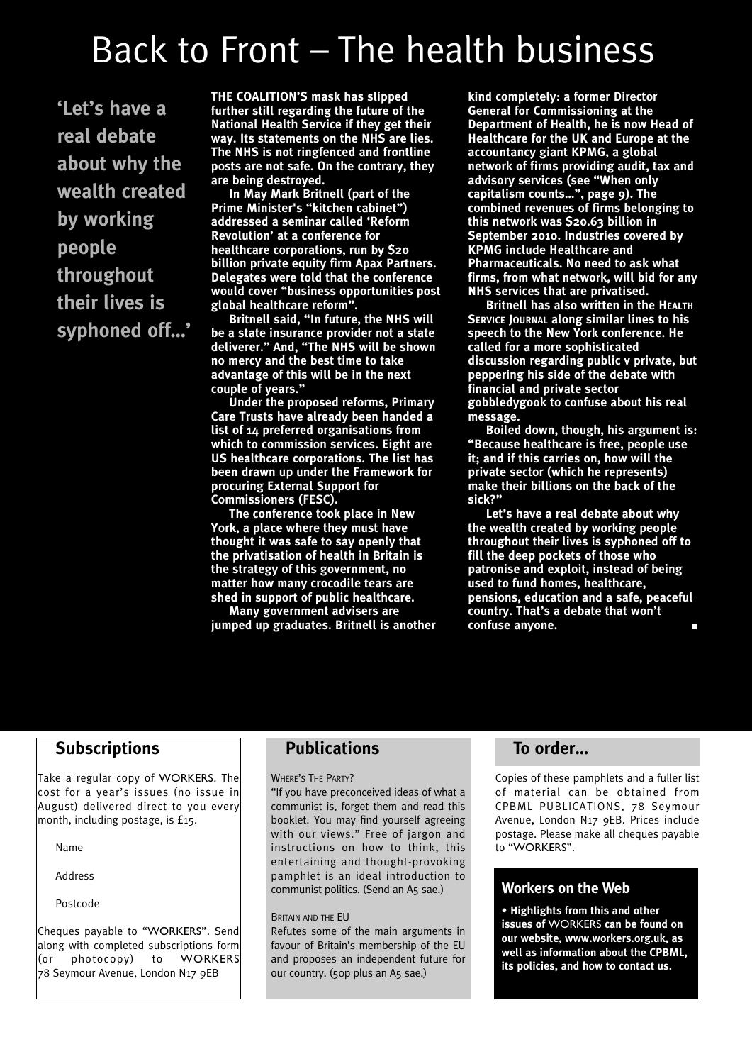# Back to Front – The health business

**'Let's have a real debate about why the wealth created by working people throughout their lives is syphoned off…'**

**THE COALITION'S mask has slipped further still regarding the future of the National Health Service if they get their way. Its statements on the NHS are lies. The NHS is not ringfenced and frontline posts are not safe. On the contrary, they are being destroyed.**

**In May Mark Britnell (part of the Prime Minister's "kitchen cabinet") addressed a seminar called 'Reform Revolution' at a conference for healthcare corporations, run by $20 billion private equity firm Apax Partners. Delegates were told that the conference would cover "business opportunities post global healthcare reform".**

**Britnell said, "In future, the NHS will be a state insurance provider not a state deliverer." And, "The NHS will be shown no mercy and the best time to take advantage of this will be in the next couple of years."**

**Under the proposed reforms, Primary Care Trusts have already been handed a list of 14 preferred organisations from which to commission services. Eight are US healthcare corporations. The list has been drawn up under the Framework for procuring External Support for Commissioners (FESC).**

**The conference took place in New York, a place where they must have thought it was safe to say openly that the privatisation of health in Britain is the strategy of this government, no matter how many crocodile tears are shed in support of public healthcare.**

**Many government advisers are jumped up graduates. Britnell is another kind completely: a former Director General for Commissioning at the Department of Health, he is now Head of Healthcare for the UK and Europe at the accountancy giant KPMG, a global network of firms providing audit, tax and advisory services (see "When only capitalism counts…", page 9). The combined revenues of firms belonging to this network was $20.63 billion in September 2010. Industries covered by KPMG include Healthcare and Pharmaceuticals. No need to ask what firms, from what network, will bid for any NHS services that are privatised.**

**Britnell has also written in the Health Service Journal along similar lines to his speech to the New York conference. He called for a more sophisticated discussion regarding public v private, but peppering his side of the debate with financial and private sector gobbledygook to confuse about his real message.**

**Boiled down, though, his argument is: "Because healthcare is free, people use it; and if this carries on, how will the private sector (which he represents) make their billions on the back of the sick?"**

**Let's have a real debate about why the wealth created by working people throughout their lives is syphoned off to fill the deep pockets of those who patronise and exploit, instead of being used to fund homes, healthcare, pensions, education and a safe, peaceful country. That's a debate that won't confuse anyone.** ■

## Subscriptions

Take a regular copy of WORKERS. The cost for a year's issues (no issue in August) delivered direct to you every month, including postage, is £15.

Name

Address

Postcode

Cheques payable to "WORKERS". Send along with completed subscriptions form (or photocopy) to WORKERS 78 Seymour Avenue, London N17 9EB

## Publications

Where's The Party?

"If you have preconceived ideas of what a communist is, forget them and read this booklet. You may find yourself agreeing with our views." Free of jargon and instructions on how to think, this entertaining and thought-provoking pamphlet is an ideal introduction to communist politics. (Send an A5 sae.)

Britain and the EU

Refutes some of the main arguments in favour of Britain's membership of the EU and proposes an independent future for our country. (50p plus an A5 sae.)

## To order…

Copies of these pamphlets and a fuller list of material can be obtained from CPBML PUBLICATIONS, 78 Seymour Avenue, London N17 9EB. Prices include postage. Please make all cheques payable to "WORKERS".

## Workers on the Web

- **Highlights from this and other issues of** WORKERS **can be found on our website, www.workers.org.uk, as well as information about the CPBML, its policies, and how to contact us.**